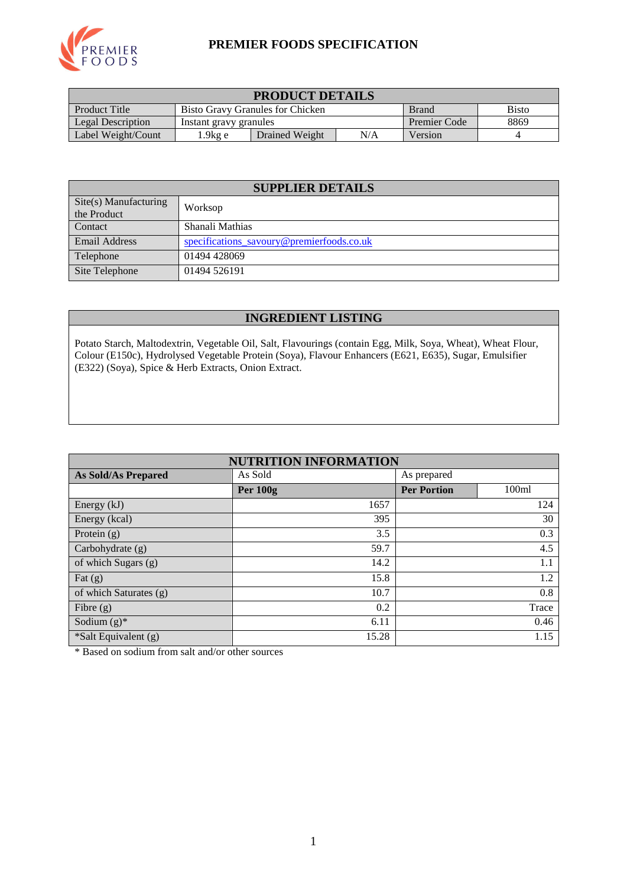# PREMIER FOODS SPECIFICATION

| PRODUCT DETAILS | | | | | |
|---|---|---|---|---|---|
| Product Title | Bisto Gravy Granules for Chicken | | | Brand | Bisto |
| Legal Description | Instant gravy granules | | | Premier Code | 8869 |
| Label Weight/Count | 1.9kg e | Drained Weight | N/A | Version | 4 |

| SUPPLIER DETAILS | |
|---|---|
| Site(s) Manufacturing the Product | Worksop |
| Contact | Shanali Mathias |
| Email Address | specifications_savoury@premierfoods.co.uk |
| Telephone | 01494 428069 |
| Site Telephone | 01494 526191 |

## INGREDIENT LISTING

Potato Starch, Maltodextrin, Vegetable Oil, Salt, Flavourings (contain Egg, Milk, Soya, Wheat), Wheat Flour, Colour (E150c), Hydrolysed Vegetable Protein (Soya), Flavour Enhancers (E621, E635), Sugar, Emulsifier (E322) (Soya), Spice & Herb Extracts, Onion Extract.

| NUTRITION INFORMATION | | | |
|---|---|---|---|
| **As Sold/As Prepared** | As Sold | As prepared | |
| | **Per 100g** | **Per Portion** | 100ml |
| Energy (kJ) | 1657 | 124 | |
| Energy (kcal) | 395 | 30 | |
| Protein (g) | 3.5 | 0.3 | |
| Carbohydrate (g) | 59.7 | 4.5 | |
| of which Sugars (g) | 14.2 | 1.1 | |
| Fat (g) | 15.8 | 1.2 | |
| of which Saturates (g) | 10.7 | 0.8 | |
| Fibre (g) | 0.2 | Trace | |
| Sodium (g)* | 6.11 | 0.46 | |
| *Salt Equivalent (g) | 15.28 | 1.15 | |

\* Based on sodium from salt and/or other sources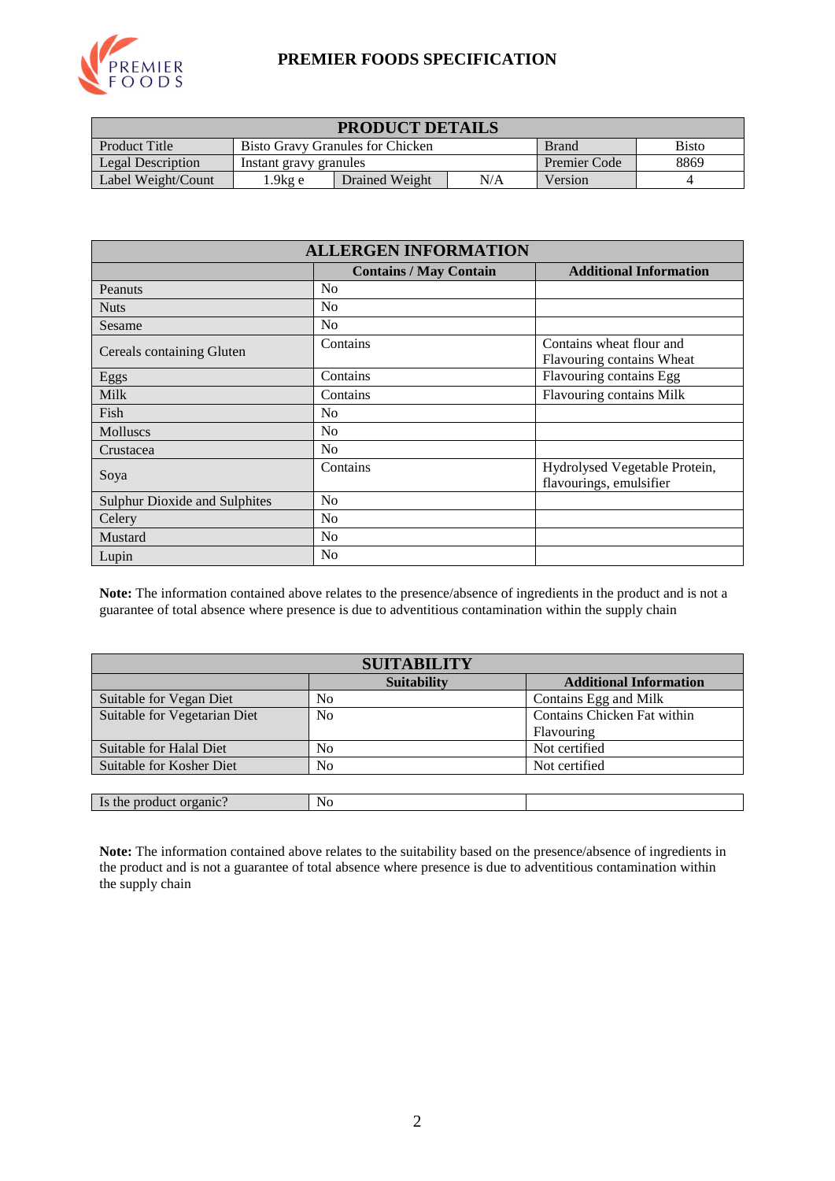# PREMIER FOODS SPECIFICATION

| PRODUCT DETAILS | | | | | |
|---|---|---|---|---|---|
| Product Title | Bisto Gravy Granules for Chicken | | | Brand | Bisto |
| Legal Description | Instant gravy granules | | | Premier Code | 8869 |
| Label Weight/Count | 1.9kg e | Drained Weight | N/A | Version | 4 |

| ALLERGEN INFORMATION | | |
|---|---|---|
| | **Contains / May Contain** | **Additional Information** |
| Peanuts | No | |
| Nuts | No | |
| Sesame | No | |
| Cereals containing Gluten | Contains | Contains wheat flour and Flavouring contains Wheat |
| Eggs | Contains | Flavouring contains Egg |
| Milk | Contains | Flavouring contains Milk |
| Fish | No | |
| Molluscs | No | |
| Crustacea | No | |
| Soya | Contains | Hydrolysed Vegetable Protein, flavourings, emulsifier |
| Sulphur Dioxide and Sulphites | No | |
| Celery | No | |
| Mustard | No | |
| Lupin | No | |

**Note:** The information contained above relates to the presence/absence of ingredients in the product and is not a guarantee of total absence where presence is due to adventitious contamination within the supply chain

| SUITABILITY | | |
|---|---|---|
| | **Suitability** | **Additional Information** |
| Suitable for Vegan Diet | No | Contains Egg and Milk |
| Suitable for Vegetarian Diet | No | Contains Chicken Fat within Flavouring |
| Suitable for Halal Diet | No | Not certified |
| Suitable for Kosher Diet | No | Not certified |

| Is the product organic? | No | |
|---|---|---|

**Note:** The information contained above relates to the suitability based on the presence/absence of ingredients in the product and is not a guarantee of total absence where presence is due to adventitious contamination within the supply chain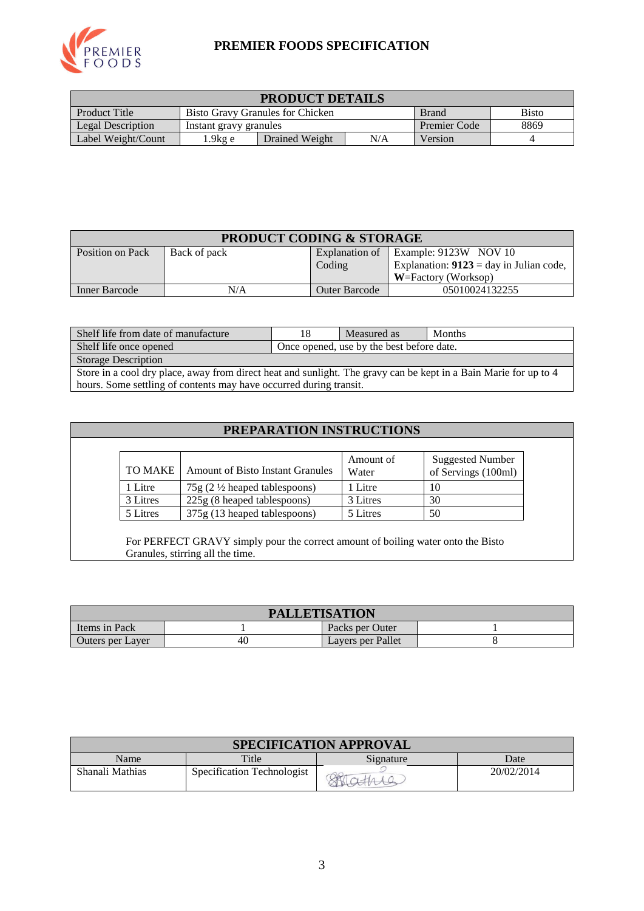# PREMIER FOODS SPECIFICATION

| PRODUCT DETAILS | | | | | | |
|---|---|---|---|---|---|---|
| Product Title | Bisto Gravy Granules for Chicken | | | | Brand | Bisto |
| Legal Description | Instant gravy granules | | | | Premier Code | 8869 |
| Label Weight/Count | 1.9kg e | Drained Weight | N/A | | Version | 4 |

| PRODUCT CODING & STORAGE | | | |
|---|---|---|---|
| Position on Pack | Back of pack | Explanation of Coding | Example: 9123W NOV 10<br>Explanation: **9123** = day in Julian code, **W**=Factory (Worksop) |
| Inner Barcode | N/A | Outer Barcode | 05010024132255 |

| | | | |
|---|---|---|---|
| Shelf life from date of manufacture | 18 | Measured as | Months |
| Shelf life once opened | Once opened, use by the best before date. | | |
| Storage Description | | | |
| Store in a cool dry place, away from direct heat and sunlight. The gravy can be kept in a Bain Marie for up to 4 hours. Some settling of contents may have occurred during transit. | | | |

## PREPARATION INSTRUCTIONS

| TO MAKE | Amount of Bisto Instant Granules | Amount of Water | Suggested Number of Servings (100ml) |
|---|---|---|---|
| 1 Litre | 75g (2 ½ heaped tablespoons) | 1 Litre | 10 |
| 3 Litres | 225g (8 heaped tablespoons) | 3 Litres | 30 |
| 5 Litres | 375g (13 heaped tablespoons) | 5 Litres | 50 |

For PERFECT GRAVY simply pour the correct amount of boiling water onto the Bisto Granules, stirring all the time.

| PALLETISATION | | | |
|---|---|---|---|
| Items in Pack | 1 | Packs per Outer | 1 |
| Outers per Layer | 40 | Layers per Pallet | 8 |

| SPECIFICATION APPROVAL | | | |
|---|---|---|---|
| Name | Title | Signature | Date |
| Shanali Mathias | Specification Technologist | Smathias | 20/02/2014 |